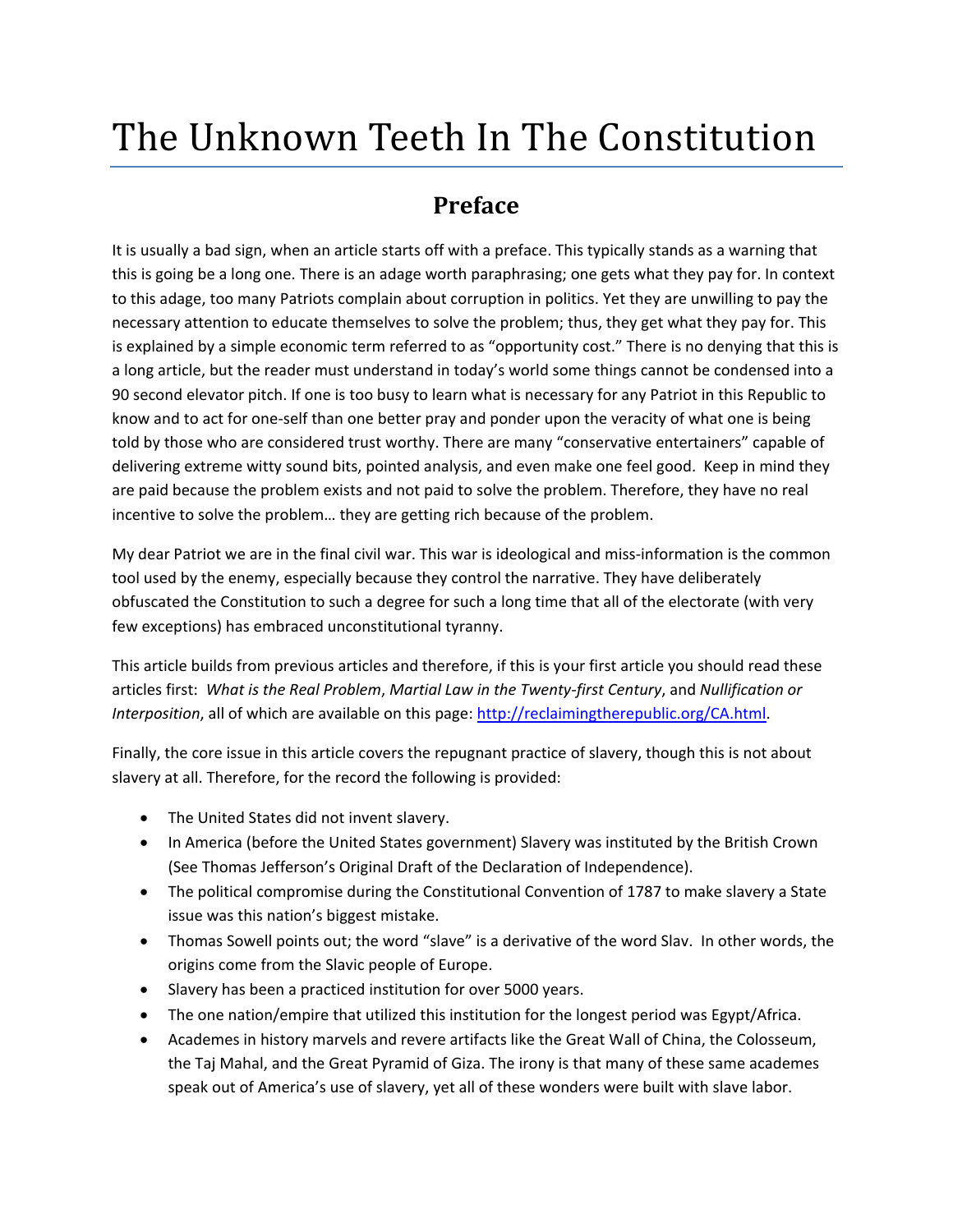# The Unknown Teeth In The Constitution

## Preface

It is usually a bad sign, when an article starts off with a preface. This typically stands as a warning that this is going be a long one. There is an adage worth paraphrasing; one gets what they pay for. In context to this adage, too many Patriots complain about corruption in politics. Yet they are unwilling to pay the necessary attention to educate themselves to solve the problem; thus, they get what they pay for. This is explained by a simple economic term referred to as "opportunity cost." There is no denying that this is a long article, but the reader must understand in today's world some things cannot be condensed into a 90 second elevator pitch. If one is too busy to learn what is necessary for any Patriot in this Republic to know and to act for one-self than one better pray and ponder upon the veracity of what one is being told by those who are considered trust worthy. There are many "conservative entertainers" capable of delivering extreme witty sound bits, pointed analysis, and even make one feel good. Keep in mind they are paid because the problem exists and not paid to solve the problem. Therefore, they have no real incentive to solve the problem… they are getting rich because of the problem.

My dear Patriot we are in the final civil war. This war is ideological and miss-information is the common tool used by the enemy, especially because they control the narrative. They have deliberately obfuscated the Constitution to such a degree for such a long time that all of the electorate (with very few exceptions) has embraced unconstitutional tyranny.

This article builds from previous articles and therefore, if this is your first article you should read these articles first: *What is the Real Problem*, *Martial Law in the Twenty-first Century*, and *Nullification or Interposition*, all of which are available on this page: [http://reclaimingtherepublic.org/CA.html](http://reclaimingtherepublic.org/CA.html).

Finally, the core issue in this article covers the repugnant practice of slavery, though this is not about slavery at all. Therefore, for the record the following is provided:

- The United States did not invent slavery.
- In America (before the United States government) Slavery was instituted by the British Crown (See Thomas Jefferson's Original Draft of the Declaration of Independence).
- The political compromise during the Constitutional Convention of 1787 to make slavery a State issue was this nation's biggest mistake.
- Thomas Sowell points out; the word "slave" is a derivative of the word Slav. In other words, the origins come from the Slavic people of Europe.
- Slavery has been a practiced institution for over 5000 years.
- The one nation/empire that utilized this institution for the longest period was Egypt/Africa.
- Academes in history marvels and revere artifacts like the Great Wall of China, the Colosseum, the Taj Mahal, and the Great Pyramid of Giza. The irony is that many of these same academes speak out of America's use of slavery, yet all of these wonders were built with slave labor.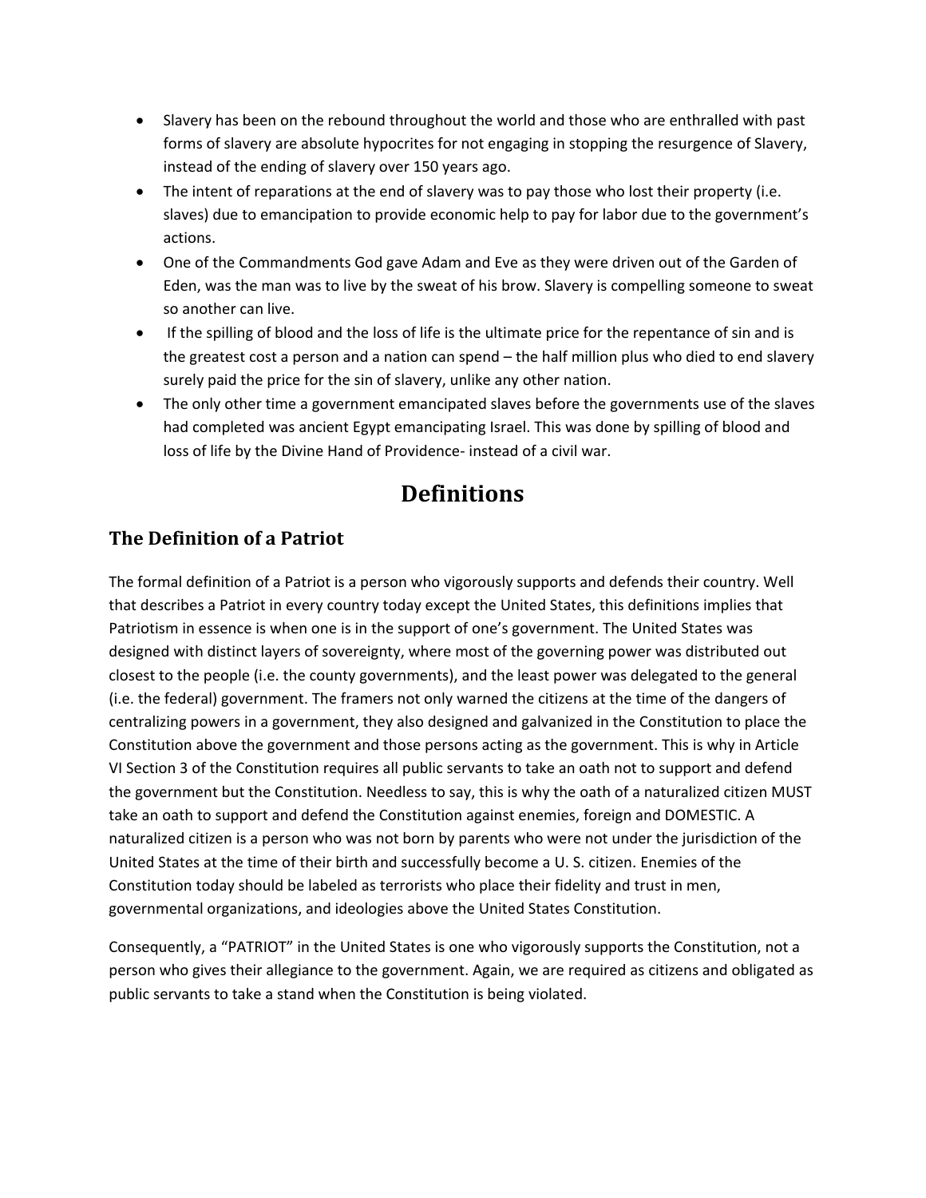- Slavery has been on the rebound throughout the world and those who are enthralled with past forms of slavery are absolute hypocrites for not engaging in stopping the resurgence of Slavery, instead of the ending of slavery over 150 years ago.
- The intent of reparations at the end of slavery was to pay those who lost their property (i.e. slaves) due to emancipation to provide economic help to pay for labor due to the government's actions.
- One of the Commandments God gave Adam and Eve as they were driven out of the Garden of Eden, was the man was to live by the sweat of his brow. Slavery is compelling someone to sweat so another can live.
- If the spilling of blood and the loss of life is the ultimate price for the repentance of sin and is the greatest cost a person and a nation can spend – the half million plus who died to end slavery surely paid the price for the sin of slavery, unlike any other nation.
- The only other time a government emancipated slaves before the governments use of the slaves had completed was ancient Egypt emancipating Israel. This was done by spilling of blood and loss of life by the Divine Hand of Providence- instead of a civil war.

# Definitions

## The Definition of a Patriot

The formal definition of a Patriot is a person who vigorously supports and defends their country. Well that describes a Patriot in every country today except the United States, this definitions implies that Patriotism in essence is when one is in the support of one's government. The United States was designed with distinct layers of sovereignty, where most of the governing power was distributed out closest to the people (i.e. the county governments), and the least power was delegated to the general (i.e. the federal) government. The framers not only warned the citizens at the time of the dangers of centralizing powers in a government, they also designed and galvanized in the Constitution to place the Constitution above the government and those persons acting as the government. This is why in Article VI Section 3 of the Constitution requires all public servants to take an oath not to support and defend the government but the Constitution. Needless to say, this is why the oath of a naturalized citizen MUST take an oath to support and defend the Constitution against enemies, foreign and DOMESTIC. A naturalized citizen is a person who was not born by parents who were not under the jurisdiction of the United States at the time of their birth and successfully become a U. S. citizen. Enemies of the Constitution today should be labeled as terrorists who place their fidelity and trust in men, governmental organizations, and ideologies above the United States Constitution.

Consequently, a "PATRIOT" in the United States is one who vigorously supports the Constitution, not a person who gives their allegiance to the government. Again, we are required as citizens and obligated as public servants to take a stand when the Constitution is being violated.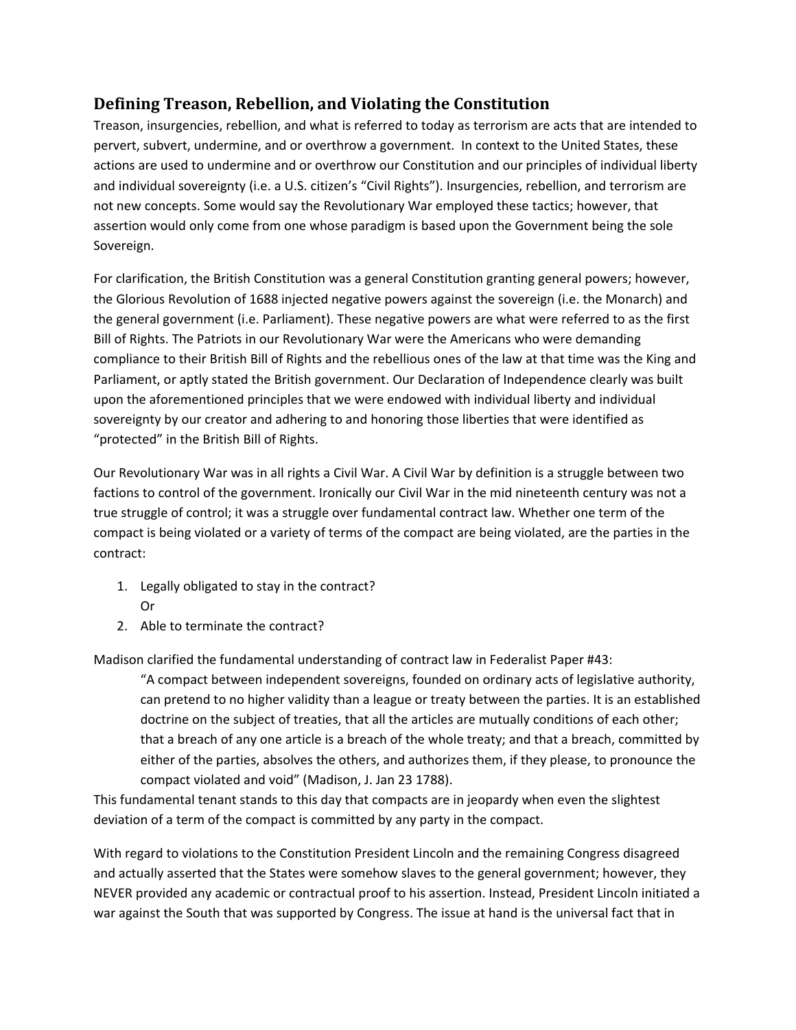## Defining Treason, Rebellion, and Violating the Constitution

Treason, insurgencies, rebellion, and what is referred to today as terrorism are acts that are intended to pervert, subvert, undermine, and or overthrow a government. In context to the United States, these actions are used to undermine and or overthrow our Constitution and our principles of individual liberty and individual sovereignty (i.e. a U.S. citizen's "Civil Rights"). Insurgencies, rebellion, and terrorism are not new concepts. Some would say the Revolutionary War employed these tactics; however, that assertion would only come from one whose paradigm is based upon the Government being the sole Sovereign.

For clarification, the British Constitution was a general Constitution granting general powers; however, the Glorious Revolution of 1688 injected negative powers against the sovereign (i.e. the Monarch) and the general government (i.e. Parliament). These negative powers are what were referred to as the first Bill of Rights. The Patriots in our Revolutionary War were the Americans who were demanding compliance to their British Bill of Rights and the rebellious ones of the law at that time was the King and Parliament, or aptly stated the British government. Our Declaration of Independence clearly was built upon the aforementioned principles that we were endowed with individual liberty and individual sovereignty by our creator and adhering to and honoring those liberties that were identified as "protected" in the British Bill of Rights.

Our Revolutionary War was in all rights a Civil War. A Civil War by definition is a struggle between two factions to control of the government. Ironically our Civil War in the mid nineteenth century was not a true struggle of control; it was a struggle over fundamental contract law. Whether one term of the compact is being violated or a variety of terms of the compact are being violated, are the parties in the contract:

1. Legally obligated to stay in the contract?
   Or
2. Able to terminate the contract?

Madison clarified the fundamental understanding of contract law in Federalist Paper #43:

> "A compact between independent sovereigns, founded on ordinary acts of legislative authority, can pretend to no higher validity than a league or treaty between the parties. It is an established doctrine on the subject of treaties, that all the articles are mutually conditions of each other; that a breach of any one article is a breach of the whole treaty; and that a breach, committed by either of the parties, absolves the others, and authorizes them, if they please, to pronounce the compact violated and void" (Madison, J. Jan 23 1788).

This fundamental tenant stands to this day that compacts are in jeopardy when even the slightest deviation of a term of the compact is committed by any party in the compact.

With regard to violations to the Constitution President Lincoln and the remaining Congress disagreed and actually asserted that the States were somehow slaves to the general government; however, they NEVER provided any academic or contractual proof to his assertion. Instead, President Lincoln initiated a war against the South that was supported by Congress. The issue at hand is the universal fact that in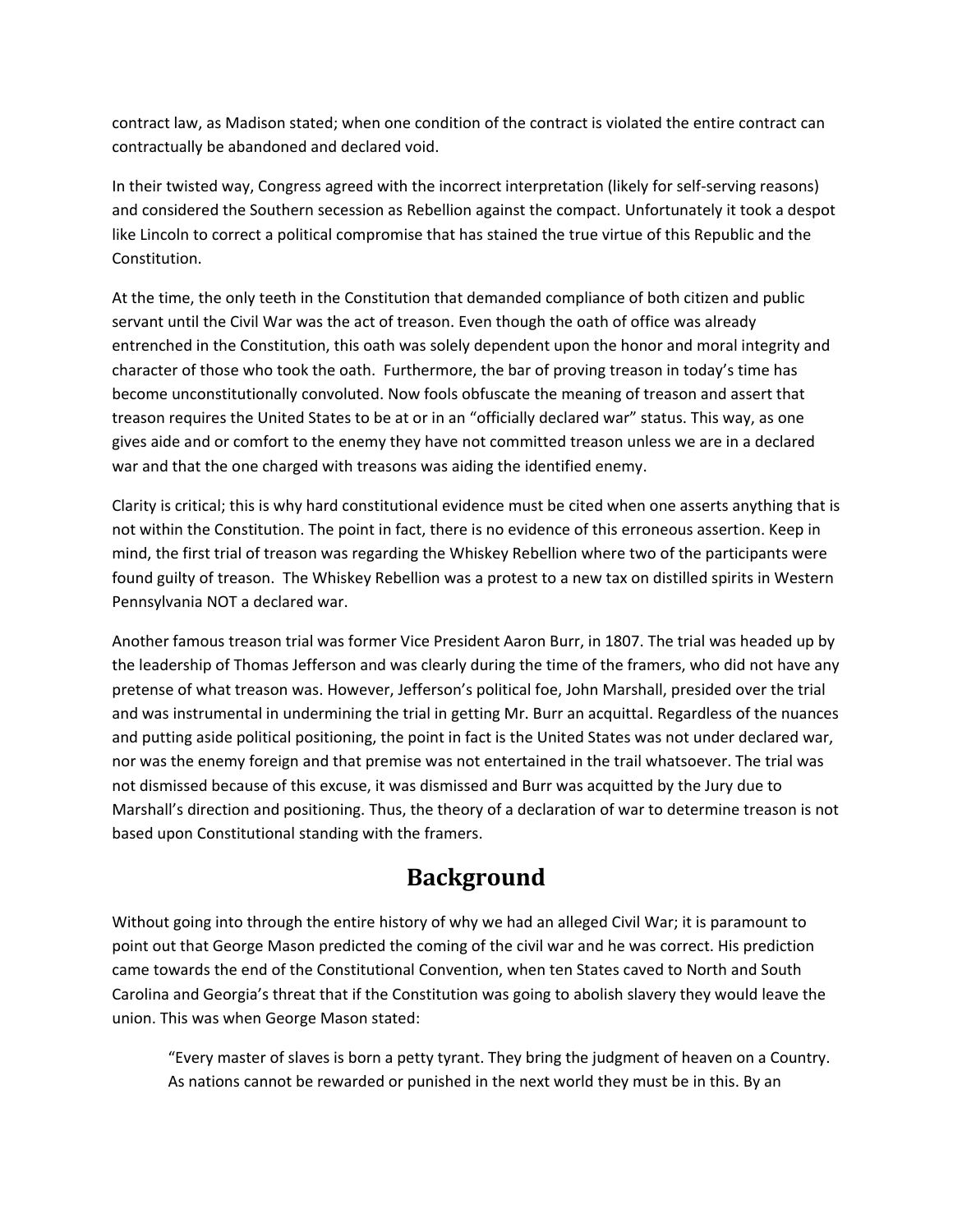contract law, as Madison stated; when one condition of the contract is violated the entire contract can contractually be abandoned and declared void.

In their twisted way, Congress agreed with the incorrect interpretation (likely for self-serving reasons) and considered the Southern secession as Rebellion against the compact. Unfortunately it took a despot like Lincoln to correct a political compromise that has stained the true virtue of this Republic and the Constitution.

At the time, the only teeth in the Constitution that demanded compliance of both citizen and public servant until the Civil War was the act of treason. Even though the oath of office was already entrenched in the Constitution, this oath was solely dependent upon the honor and moral integrity and character of those who took the oath. Furthermore, the bar of proving treason in today's time has become unconstitutionally convoluted. Now fools obfuscate the meaning of treason and assert that treason requires the United States to be at or in an "officially declared war" status. This way, as one gives aide and or comfort to the enemy they have not committed treason unless we are in a declared war and that the one charged with treasons was aiding the identified enemy.

Clarity is critical; this is why hard constitutional evidence must be cited when one asserts anything that is not within the Constitution. The point in fact, there is no evidence of this erroneous assertion. Keep in mind, the first trial of treason was regarding the Whiskey Rebellion where two of the participants were found guilty of treason. The Whiskey Rebellion was a protest to a new tax on distilled spirits in Western Pennsylvania NOT a declared war.

Another famous treason trial was former Vice President Aaron Burr, in 1807. The trial was headed up by the leadership of Thomas Jefferson and was clearly during the time of the framers, who did not have any pretense of what treason was. However, Jefferson's political foe, John Marshall, presided over the trial and was instrumental in undermining the trial in getting Mr. Burr an acquittal. Regardless of the nuances and putting aside political positioning, the point in fact is the United States was not under declared war, nor was the enemy foreign and that premise was not entertained in the trail whatsoever. The trial was not dismissed because of this excuse, it was dismissed and Burr was acquitted by the Jury due to Marshall's direction and positioning. Thus, the theory of a declaration of war to determine treason is not based upon Constitutional standing with the framers.

## Background

Without going into through the entire history of why we had an alleged Civil War; it is paramount to point out that George Mason predicted the coming of the civil war and he was correct. His prediction came towards the end of the Constitutional Convention, when ten States caved to North and South Carolina and Georgia's threat that if the Constitution was going to abolish slavery they would leave the union. This was when George Mason stated:

> "Every master of slaves is born a petty tyrant. They bring the judgment of heaven on a Country. As nations cannot be rewarded or punished in the next world they must be in this. By an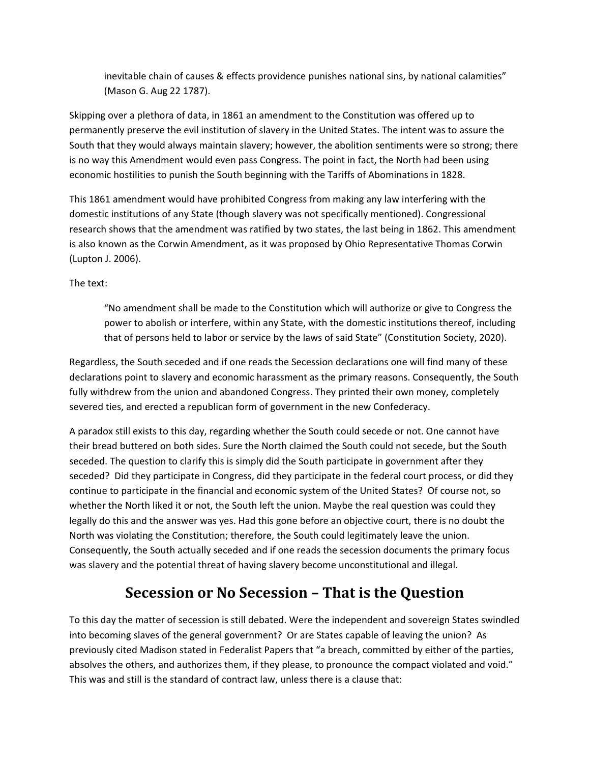> inevitable chain of causes & effects providence punishes national sins, by national calamities" (Mason G. Aug 22 1787).

Skipping over a plethora of data, in 1861 an amendment to the Constitution was offered up to permanently preserve the evil institution of slavery in the United States. The intent was to assure the South that they would always maintain slavery; however, the abolition sentiments were so strong; there is no way this Amendment would even pass Congress. The point in fact, the North had been using economic hostilities to punish the South beginning with the Tariffs of Abominations in 1828.

This 1861 amendment would have prohibited Congress from making any law interfering with the domestic institutions of any State (though slavery was not specifically mentioned). Congressional research shows that the amendment was ratified by two states, the last being in 1862. This amendment is also known as the Corwin Amendment, as it was proposed by Ohio Representative Thomas Corwin (Lupton J. 2006).

The text:

> "No amendment shall be made to the Constitution which will authorize or give to Congress the power to abolish or interfere, within any State, with the domestic institutions thereof, including that of persons held to labor or service by the laws of said State" (Constitution Society, 2020).

Regardless, the South seceded and if one reads the Secession declarations one will find many of these declarations point to slavery and economic harassment as the primary reasons. Consequently, the South fully withdrew from the union and abandoned Congress. They printed their own money, completely severed ties, and erected a republican form of government in the new Confederacy.

A paradox still exists to this day, regarding whether the South could secede or not. One cannot have their bread buttered on both sides. Sure the North claimed the South could not secede, but the South seceded. The question to clarify this is simply did the South participate in government after they seceded? Did they participate in Congress, did they participate in the federal court process, or did they continue to participate in the financial and economic system of the United States? Of course not, so whether the North liked it or not, the South left the union. Maybe the real question was could they legally do this and the answer was yes. Had this gone before an objective court, there is no doubt the North was violating the Constitution; therefore, the South could legitimately leave the union. Consequently, the South actually seceded and if one reads the secession documents the primary focus was slavery and the potential threat of having slavery become unconstitutional and illegal.

## Secession or No Secession – That is the Question

To this day the matter of secession is still debated. Were the independent and sovereign States swindled into becoming slaves of the general government? Or are States capable of leaving the union? As previously cited Madison stated in Federalist Papers that "a breach, committed by either of the parties, absolves the others, and authorizes them, if they please, to pronounce the compact violated and void." This was and still is the standard of contract law, unless there is a clause that: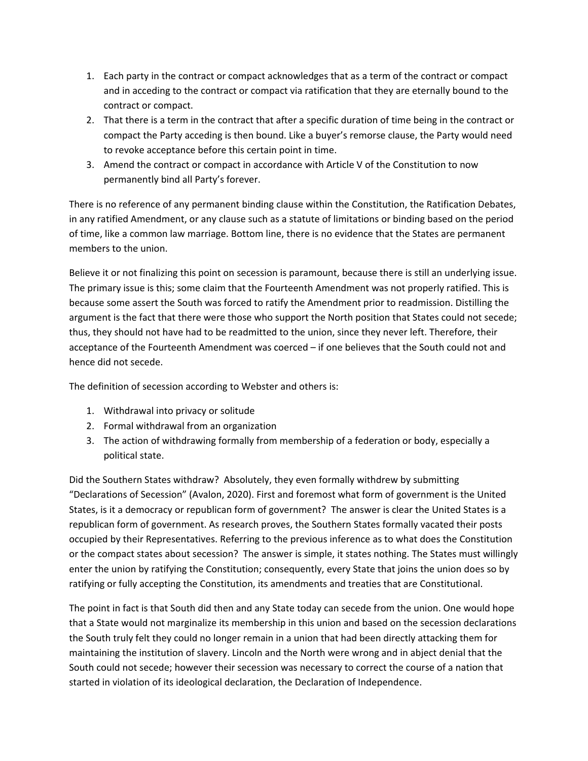1. Each party in the contract or compact acknowledges that as a term of the contract or compact and in acceding to the contract or compact via ratification that they are eternally bound to the contract or compact.
2. That there is a term in the contract that after a specific duration of time being in the contract or compact the Party acceding is then bound. Like a buyer's remorse clause, the Party would need to revoke acceptance before this certain point in time.
3. Amend the contract or compact in accordance with Article V of the Constitution to now permanently bind all Party's forever.

There is no reference of any permanent binding clause within the Constitution, the Ratification Debates, in any ratified Amendment, or any clause such as a statute of limitations or binding based on the period of time, like a common law marriage. Bottom line, there is no evidence that the States are permanent members to the union.

Believe it or not finalizing this point on secession is paramount, because there is still an underlying issue. The primary issue is this; some claim that the Fourteenth Amendment was not properly ratified. This is because some assert the South was forced to ratify the Amendment prior to readmission. Distilling the argument is the fact that there were those who support the North position that States could not secede; thus, they should not have had to be readmitted to the union, since they never left. Therefore, their acceptance of the Fourteenth Amendment was coerced – if one believes that the South could not and hence did not secede.

The definition of secession according to Webster and others is:

1. Withdrawal into privacy or solitude
2. Formal withdrawal from an organization
3. The action of withdrawing formally from membership of a federation or body, especially a political state.

Did the Southern States withdraw? Absolutely, they even formally withdrew by submitting "Declarations of Secession" (Avalon, 2020). First and foremost what form of government is the United States, is it a democracy or republican form of government? The answer is clear the United States is a republican form of government. As research proves, the Southern States formally vacated their posts occupied by their Representatives. Referring to the previous inference as to what does the Constitution or the compact states about secession? The answer is simple, it states nothing. The States must willingly enter the union by ratifying the Constitution; consequently, every State that joins the union does so by ratifying or fully accepting the Constitution, its amendments and treaties that are Constitutional.

The point in fact is that South did then and any State today can secede from the union. One would hope that a State would not marginalize its membership in this union and based on the secession declarations the South truly felt they could no longer remain in a union that had been directly attacking them for maintaining the institution of slavery. Lincoln and the North were wrong and in abject denial that the South could not secede; however their secession was necessary to correct the course of a nation that started in violation of its ideological declaration, the Declaration of Independence.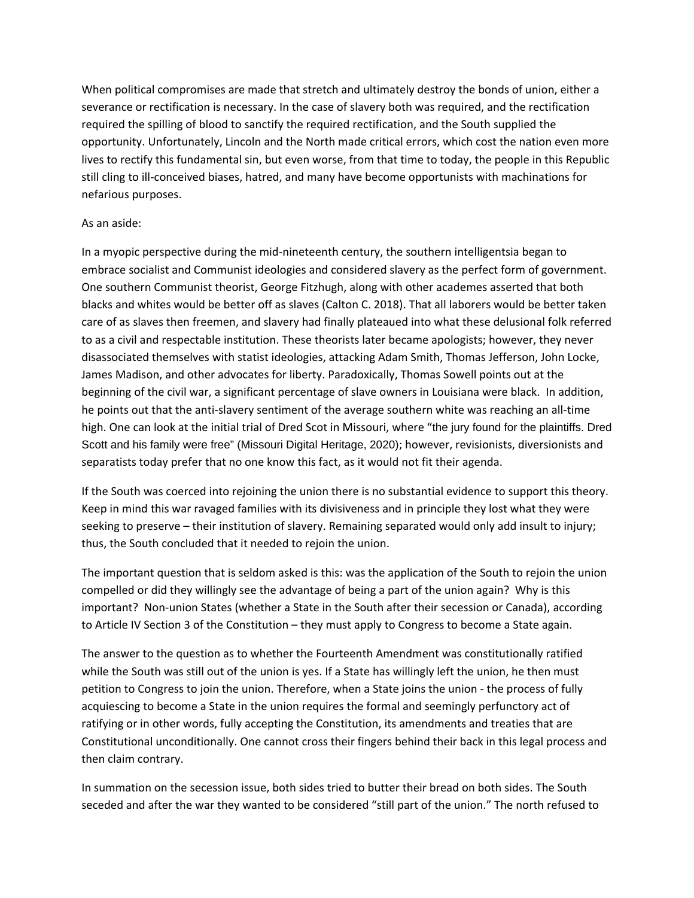When political compromises are made that stretch and ultimately destroy the bonds of union, either a severance or rectification is necessary. In the case of slavery both was required, and the rectification required the spilling of blood to sanctify the required rectification, and the South supplied the opportunity. Unfortunately, Lincoln and the North made critical errors, which cost the nation even more lives to rectify this fundamental sin, but even worse, from that time to today, the people in this Republic still cling to ill-conceived biases, hatred, and many have become opportunists with machinations for nefarious purposes.

As an aside:

In a myopic perspective during the mid-nineteenth century, the southern intelligentsia began to embrace socialist and Communist ideologies and considered slavery as the perfect form of government. One southern Communist theorist, George Fitzhugh, along with other academes asserted that both blacks and whites would be better off as slaves (Calton C. 2018). That all laborers would be better taken care of as slaves then freemen, and slavery had finally plateaued into what these delusional folk referred to as a civil and respectable institution. These theorists later became apologists; however, they never disassociated themselves with statist ideologies, attacking Adam Smith, Thomas Jefferson, John Locke, James Madison, and other advocates for liberty. Paradoxically, Thomas Sowell points out at the beginning of the civil war, a significant percentage of slave owners in Louisiana were black. In addition, he points out that the anti-slavery sentiment of the average southern white was reaching an all-time high. One can look at the initial trial of Dred Scot in Missouri, where "the jury found for the plaintiffs. Dred Scott and his family were free" (Missouri Digital Heritage, 2020); however, revisionists, diversionists and separatists today prefer that no one know this fact, as it would not fit their agenda.

If the South was coerced into rejoining the union there is no substantial evidence to support this theory. Keep in mind this war ravaged families with its divisiveness and in principle they lost what they were seeking to preserve – their institution of slavery. Remaining separated would only add insult to injury; thus, the South concluded that it needed to rejoin the union.

The important question that is seldom asked is this: was the application of the South to rejoin the union compelled or did they willingly see the advantage of being a part of the union again? Why is this important? Non-union States (whether a State in the South after their secession or Canada), according to Article IV Section 3 of the Constitution – they must apply to Congress to become a State again.

The answer to the question as to whether the Fourteenth Amendment was constitutionally ratified while the South was still out of the union is yes. If a State has willingly left the union, he then must petition to Congress to join the union. Therefore, when a State joins the union - the process of fully acquiescing to become a State in the union requires the formal and seemingly perfunctory act of ratifying or in other words, fully accepting the Constitution, its amendments and treaties that are Constitutional unconditionally. One cannot cross their fingers behind their back in this legal process and then claim contrary.

In summation on the secession issue, both sides tried to butter their bread on both sides. The South seceded and after the war they wanted to be considered "still part of the union." The north refused to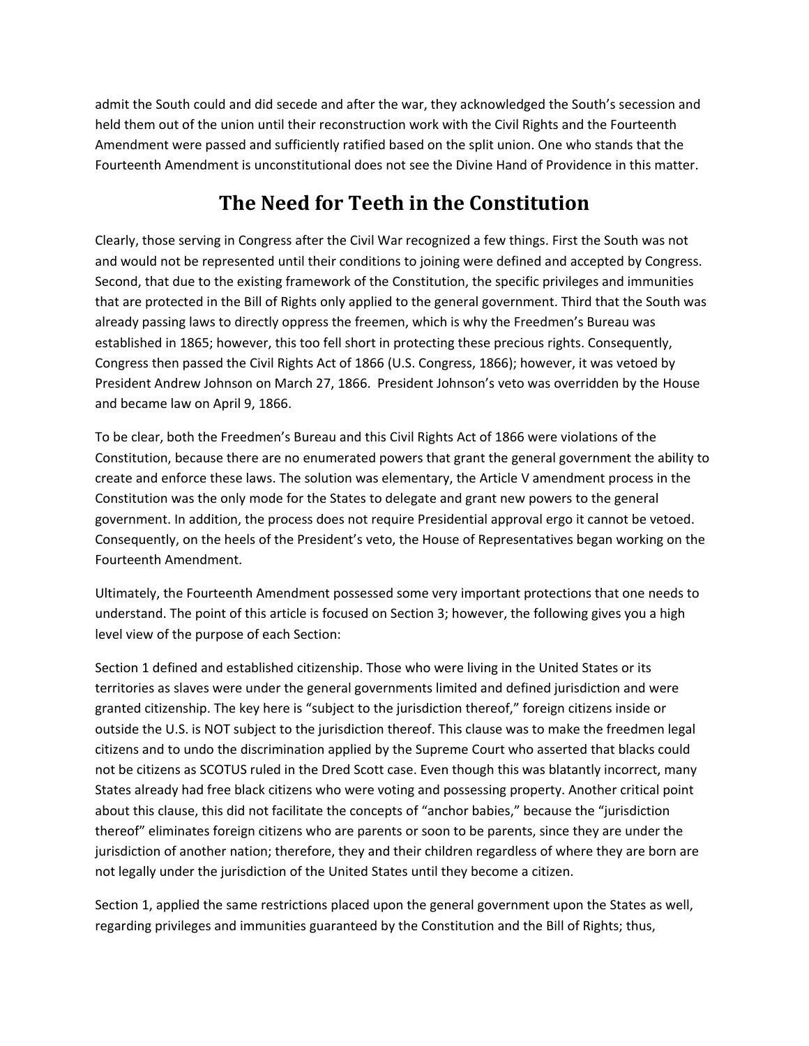admit the South could and did secede and after the war, they acknowledged the South's secession and held them out of the union until their reconstruction work with the Civil Rights and the Fourteenth Amendment were passed and sufficiently ratified based on the split union. One who stands that the Fourteenth Amendment is unconstitutional does not see the Divine Hand of Providence in this matter.

## The Need for Teeth in the Constitution

Clearly, those serving in Congress after the Civil War recognized a few things. First the South was not and would not be represented until their conditions to joining were defined and accepted by Congress. Second, that due to the existing framework of the Constitution, the specific privileges and immunities that are protected in the Bill of Rights only applied to the general government. Third that the South was already passing laws to directly oppress the freemen, which is why the Freedmen's Bureau was established in 1865; however, this too fell short in protecting these precious rights. Consequently, Congress then passed the Civil Rights Act of 1866 (U.S. Congress, 1866); however, it was vetoed by President Andrew Johnson on March 27, 1866. President Johnson's veto was overridden by the House and became law on April 9, 1866.

To be clear, both the Freedmen's Bureau and this Civil Rights Act of 1866 were violations of the Constitution, because there are no enumerated powers that grant the general government the ability to create and enforce these laws. The solution was elementary, the Article V amendment process in the Constitution was the only mode for the States to delegate and grant new powers to the general government. In addition, the process does not require Presidential approval ergo it cannot be vetoed. Consequently, on the heels of the President's veto, the House of Representatives began working on the Fourteenth Amendment.

Ultimately, the Fourteenth Amendment possessed some very important protections that one needs to understand. The point of this article is focused on Section 3; however, the following gives you a high level view of the purpose of each Section:

Section 1 defined and established citizenship. Those who were living in the United States or its territories as slaves were under the general governments limited and defined jurisdiction and were granted citizenship. The key here is "subject to the jurisdiction thereof," foreign citizens inside or outside the U.S. is NOT subject to the jurisdiction thereof. This clause was to make the freedmen legal citizens and to undo the discrimination applied by the Supreme Court who asserted that blacks could not be citizens as SCOTUS ruled in the Dred Scott case. Even though this was blatantly incorrect, many States already had free black citizens who were voting and possessing property. Another critical point about this clause, this did not facilitate the concepts of "anchor babies," because the "jurisdiction thereof" eliminates foreign citizens who are parents or soon to be parents, since they are under the jurisdiction of another nation; therefore, they and their children regardless of where they are born are not legally under the jurisdiction of the United States until they become a citizen.

Section 1, applied the same restrictions placed upon the general government upon the States as well, regarding privileges and immunities guaranteed by the Constitution and the Bill of Rights; thus,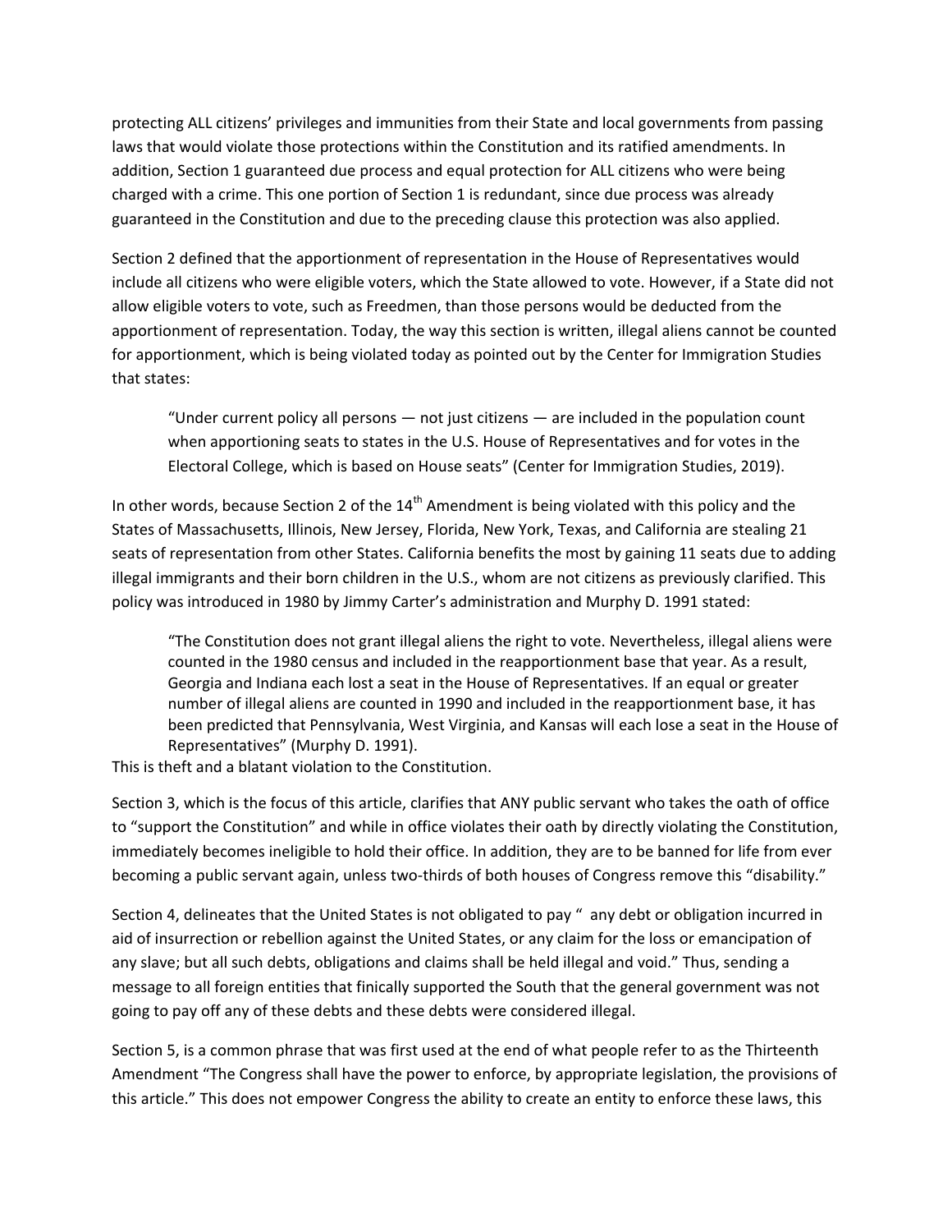protecting ALL citizens' privileges and immunities from their State and local governments from passing laws that would violate those protections within the Constitution and its ratified amendments. In addition, Section 1 guaranteed due process and equal protection for ALL citizens who were being charged with a crime. This one portion of Section 1 is redundant, since due process was already guaranteed in the Constitution and due to the preceding clause this protection was also applied.

Section 2 defined that the apportionment of representation in the House of Representatives would include all citizens who were eligible voters, which the State allowed to vote. However, if a State did not allow eligible voters to vote, such as Freedmen, than those persons would be deducted from the apportionment of representation. Today, the way this section is written, illegal aliens cannot be counted for apportionment, which is being violated today as pointed out by the Center for Immigration Studies that states:

> "Under current policy all persons — not just citizens — are included in the population count when apportioning seats to states in the U.S. House of Representatives and for votes in the Electoral College, which is based on House seats" (Center for Immigration Studies, 2019).

In other words, because Section 2 of the 14th Amendment is being violated with this policy and the States of Massachusetts, Illinois, New Jersey, Florida, New York, Texas, and California are stealing 21 seats of representation from other States. California benefits the most by gaining 11 seats due to adding illegal immigrants and their born children in the U.S., whom are not citizens as previously clarified. This policy was introduced in 1980 by Jimmy Carter's administration and Murphy D. 1991 stated:

> "The Constitution does not grant illegal aliens the right to vote. Nevertheless, illegal aliens were counted in the 1980 census and included in the reapportionment base that year. As a result, Georgia and Indiana each lost a seat in the House of Representatives. If an equal or greater number of illegal aliens are counted in 1990 and included in the reapportionment base, it has been predicted that Pennsylvania, West Virginia, and Kansas will each lose a seat in the House of Representatives" (Murphy D. 1991).

This is theft and a blatant violation to the Constitution.

Section 3, which is the focus of this article, clarifies that ANY public servant who takes the oath of office to "support the Constitution" and while in office violates their oath by directly violating the Constitution, immediately becomes ineligible to hold their office. In addition, they are to be banned for life from ever becoming a public servant again, unless two-thirds of both houses of Congress remove this "disability."

Section 4, delineates that the United States is not obligated to pay " any debt or obligation incurred in aid of insurrection or rebellion against the United States, or any claim for the loss or emancipation of any slave; but all such debts, obligations and claims shall be held illegal and void." Thus, sending a message to all foreign entities that finically supported the South that the general government was not going to pay off any of these debts and these debts were considered illegal.

Section 5, is a common phrase that was first used at the end of what people refer to as the Thirteenth Amendment "The Congress shall have the power to enforce, by appropriate legislation, the provisions of this article." This does not empower Congress the ability to create an entity to enforce these laws, this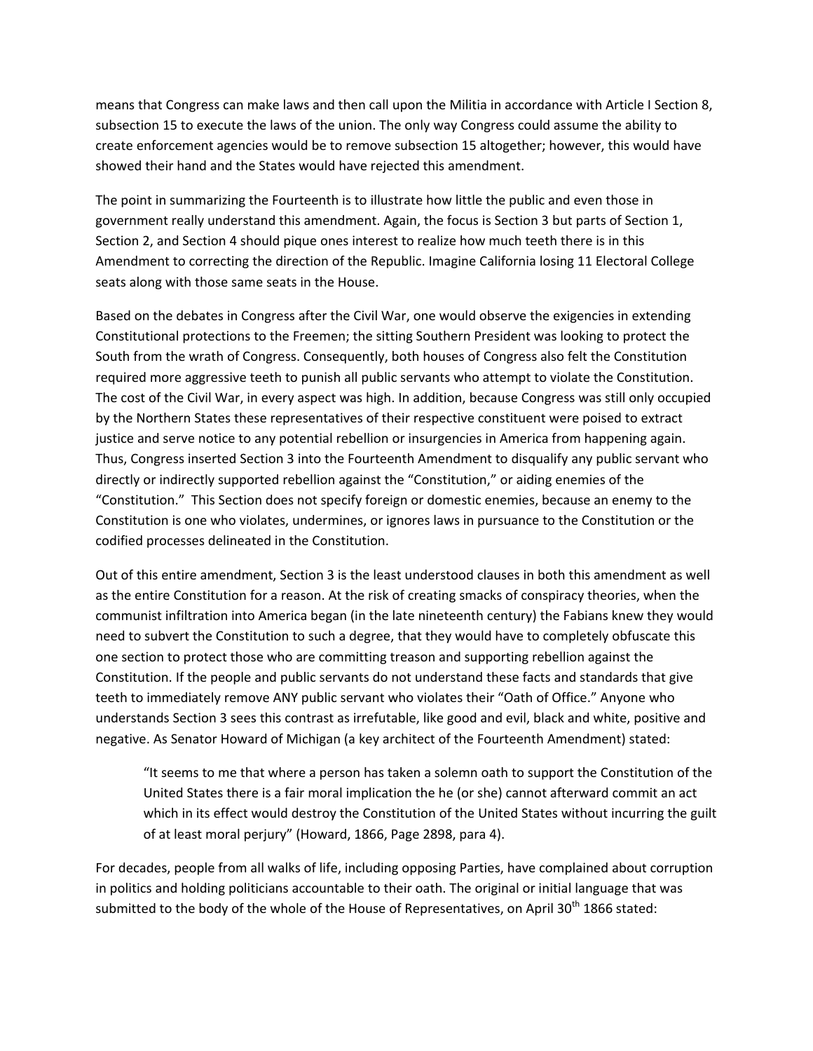means that Congress can make laws and then call upon the Militia in accordance with Article I Section 8, subsection 15 to execute the laws of the union. The only way Congress could assume the ability to create enforcement agencies would be to remove subsection 15 altogether; however, this would have showed their hand and the States would have rejected this amendment.

The point in summarizing the Fourteenth is to illustrate how little the public and even those in government really understand this amendment. Again, the focus is Section 3 but parts of Section 1, Section 2, and Section 4 should pique ones interest to realize how much teeth there is in this Amendment to correcting the direction of the Republic. Imagine California losing 11 Electoral College seats along with those same seats in the House.

Based on the debates in Congress after the Civil War, one would observe the exigencies in extending Constitutional protections to the Freemen; the sitting Southern President was looking to protect the South from the wrath of Congress. Consequently, both houses of Congress also felt the Constitution required more aggressive teeth to punish all public servants who attempt to violate the Constitution. The cost of the Civil War, in every aspect was high. In addition, because Congress was still only occupied by the Northern States these representatives of their respective constituent were poised to extract justice and serve notice to any potential rebellion or insurgencies in America from happening again. Thus, Congress inserted Section 3 into the Fourteenth Amendment to disqualify any public servant who directly or indirectly supported rebellion against the "Constitution," or aiding enemies of the "Constitution." This Section does not specify foreign or domestic enemies, because an enemy to the Constitution is one who violates, undermines, or ignores laws in pursuance to the Constitution or the codified processes delineated in the Constitution.

Out of this entire amendment, Section 3 is the least understood clauses in both this amendment as well as the entire Constitution for a reason. At the risk of creating smacks of conspiracy theories, when the communist infiltration into America began (in the late nineteenth century) the Fabians knew they would need to subvert the Constitution to such a degree, that they would have to completely obfuscate this one section to protect those who are committing treason and supporting rebellion against the Constitution. If the people and public servants do not understand these facts and standards that give teeth to immediately remove ANY public servant who violates their "Oath of Office." Anyone who understands Section 3 sees this contrast as irrefutable, like good and evil, black and white, positive and negative. As Senator Howard of Michigan (a key architect of the Fourteenth Amendment) stated:

> "It seems to me that where a person has taken a solemn oath to support the Constitution of the United States there is a fair moral implication the he (or she) cannot afterward commit an act which in its effect would destroy the Constitution of the United States without incurring the guilt of at least moral perjury" (Howard, 1866, Page 2898, para 4).

For decades, people from all walks of life, including opposing Parties, have complained about corruption in politics and holding politicians accountable to their oath. The original or initial language that was submitted to the body of the whole of the House of Representatives, on April 30th 1866 stated: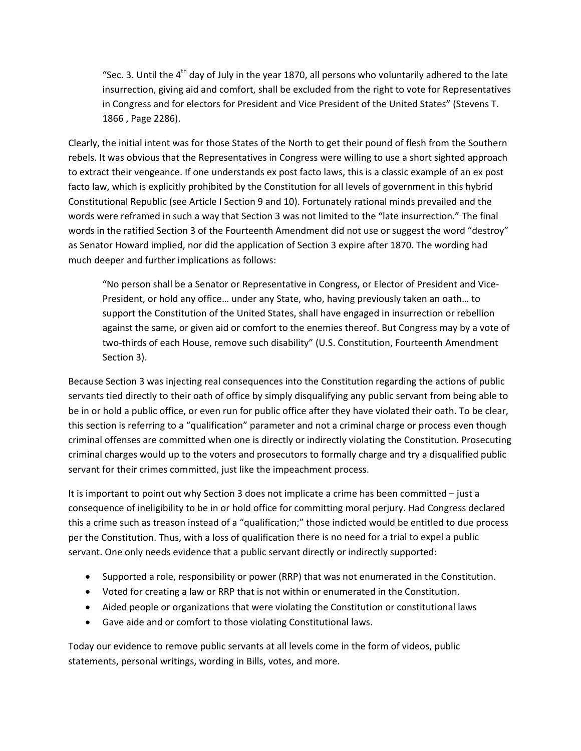> "Sec. 3. Until the 4th day of July in the year 1870, all persons who voluntarily adhered to the late insurrection, giving aid and comfort, shall be excluded from the right to vote for Representatives in Congress and for electors for President and Vice President of the United States" (Stevens T. 1866 , Page 2286).

Clearly, the initial intent was for those States of the North to get their pound of flesh from the Southern rebels. It was obvious that the Representatives in Congress were willing to use a short sighted approach to extract their vengeance. If one understands ex post facto laws, this is a classic example of an ex post facto law, which is explicitly prohibited by the Constitution for all levels of government in this hybrid Constitutional Republic (see Article I Section 9 and 10). Fortunately rational minds prevailed and the words were reframed in such a way that Section 3 was not limited to the "late insurrection." The final words in the ratified Section 3 of the Fourteenth Amendment did not use or suggest the word "destroy" as Senator Howard implied, nor did the application of Section 3 expire after 1870. The wording had much deeper and further implications as follows:

> "No person shall be a Senator or Representative in Congress, or Elector of President and Vice-President, or hold any office… under any State, who, having previously taken an oath… to support the Constitution of the United States, shall have engaged in insurrection or rebellion against the same, or given aid or comfort to the enemies thereof. But Congress may by a vote of two-thirds of each House, remove such disability" (U.S. Constitution, Fourteenth Amendment Section 3).

Because Section 3 was injecting real consequences into the Constitution regarding the actions of public servants tied directly to their oath of office by simply disqualifying any public servant from being able to be in or hold a public office, or even run for public office after they have violated their oath. To be clear, this section is referring to a "qualification" parameter and not a criminal charge or process even though criminal offenses are committed when one is directly or indirectly violating the Constitution. Prosecuting criminal charges would up to the voters and prosecutors to formally charge and try a disqualified public servant for their crimes committed, just like the impeachment process.

It is important to point out why Section 3 does not implicate a crime has been committed – just a consequence of ineligibility to be in or hold office for committing moral perjury. Had Congress declared this a crime such as treason instead of a "qualification;" those indicted would be entitled to due process per the Constitution. Thus, with a loss of qualification there is no need for a trial to expel a public servant. One only needs evidence that a public servant directly or indirectly supported:

- Supported a role, responsibility or power (RRP) that was not enumerated in the Constitution.
- Voted for creating a law or RRP that is not within or enumerated in the Constitution.
- Aided people or organizations that were violating the Constitution or constitutional laws
- Gave aide and or comfort to those violating Constitutional laws.

Today our evidence to remove public servants at all levels come in the form of videos, public statements, personal writings, wording in Bills, votes, and more.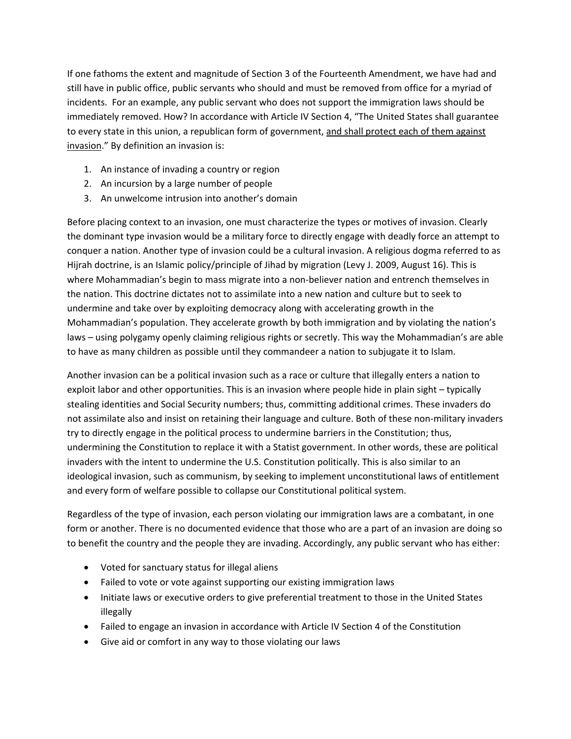If one fathoms the extent and magnitude of Section 3 of the Fourteenth Amendment, we have had and still have in public office, public servants who should and must be removed from office for a myriad of incidents. For an example, any public servant who does not support the immigration laws should be immediately removed. How? In accordance with Article IV Section 4, "The United States shall guarantee to every state in this union, a republican form of government, <u>and shall protect each of them against invasion</u>." By definition an invasion is:

1. An instance of invading a country or region
2. An incursion by a large number of people
3. An unwelcome intrusion into another's domain

Before placing context to an invasion, one must characterize the types or motives of invasion. Clearly the dominant type invasion would be a military force to directly engage with deadly force an attempt to conquer a nation. Another type of invasion could be a cultural invasion. A religious dogma referred to as Hijrah doctrine, is an Islamic policy/principle of Jihad by migration (Levy J. 2009, August 16). This is where Mohammadian's begin to mass migrate into a non-believer nation and entrench themselves in the nation. This doctrine dictates not to assimilate into a new nation and culture but to seek to undermine and take over by exploiting democracy along with accelerating growth in the Mohammadian's population. They accelerate growth by both immigration and by violating the nation's laws – using polygamy openly claiming religious rights or secretly. This way the Mohammadian's are able to have as many children as possible until they commandeer a nation to subjugate it to Islam.

Another invasion can be a political invasion such as a race or culture that illegally enters a nation to exploit labor and other opportunities. This is an invasion where people hide in plain sight – typically stealing identities and Social Security numbers; thus, committing additional crimes. These invaders do not assimilate also and insist on retaining their language and culture. Both of these non-military invaders try to directly engage in the political process to undermine barriers in the Constitution; thus, undermining the Constitution to replace it with a Statist government. In other words, these are political invaders with the intent to undermine the U.S. Constitution politically. This is also similar to an ideological invasion, such as communism, by seeking to implement unconstitutional laws of entitlement and every form of welfare possible to collapse our Constitutional political system.

Regardless of the type of invasion, each person violating our immigration laws are a combatant, in one form or another. There is no documented evidence that those who are a part of an invasion are doing so to benefit the country and the people they are invading. Accordingly, any public servant who has either:

- Voted for sanctuary status for illegal aliens
- Failed to vote or vote against supporting our existing immigration laws
- Initiate laws or executive orders to give preferential treatment to those in the United States illegally
- Failed to engage an invasion in accordance with Article IV Section 4 of the Constitution
- Give aid or comfort in any way to those violating our laws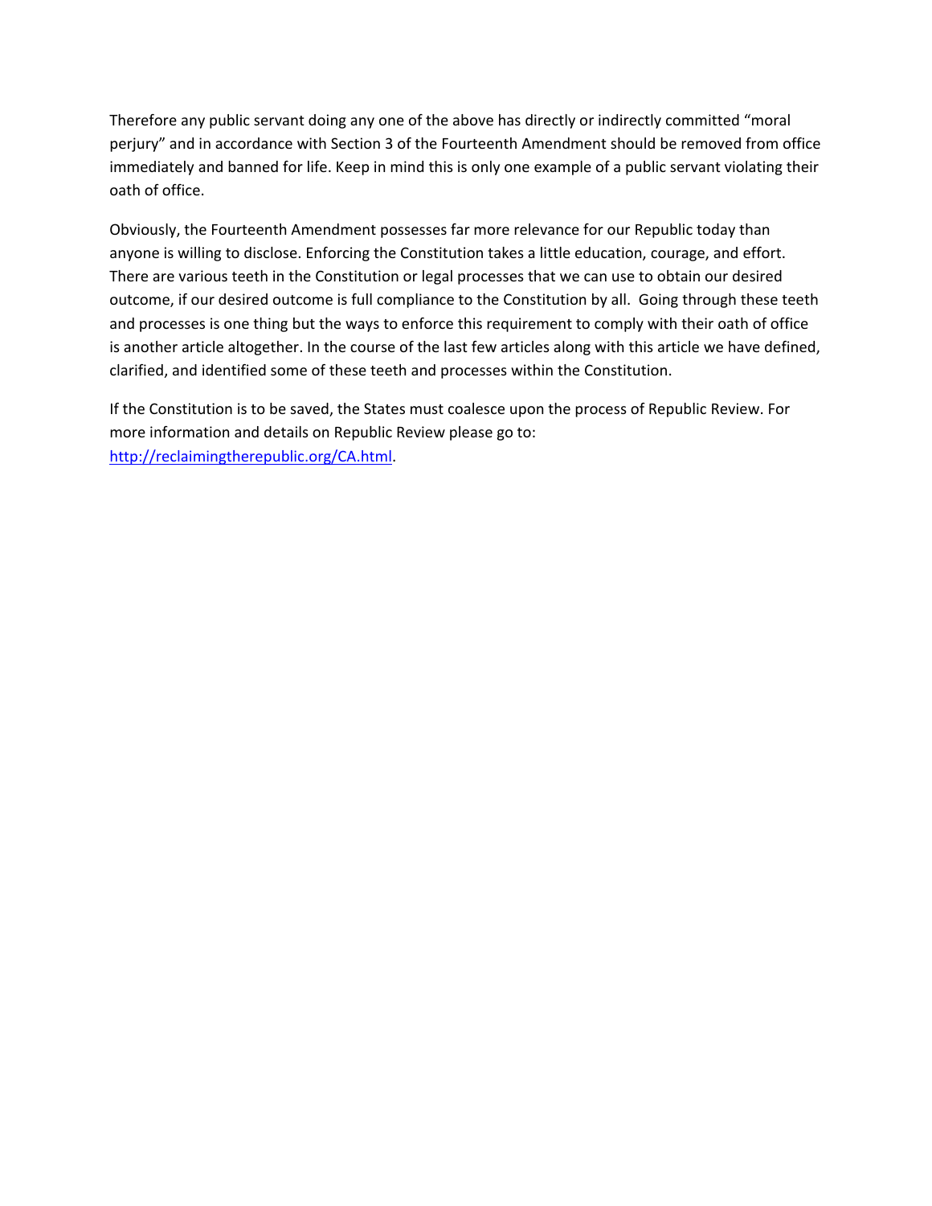Therefore any public servant doing any one of the above has directly or indirectly committed "moral perjury" and in accordance with Section 3 of the Fourteenth Amendment should be removed from office immediately and banned for life. Keep in mind this is only one example of a public servant violating their oath of office.

Obviously, the Fourteenth Amendment possesses far more relevance for our Republic today than anyone is willing to disclose. Enforcing the Constitution takes a little education, courage, and effort. There are various teeth in the Constitution or legal processes that we can use to obtain our desired outcome, if our desired outcome is full compliance to the Constitution by all. Going through these teeth and processes is one thing but the ways to enforce this requirement to comply with their oath of office is another article altogether. In the course of the last few articles along with this article we have defined, clarified, and identified some of these teeth and processes within the Constitution.

If the Constitution is to be saved, the States must coalesce upon the process of Republic Review. For more information and details on Republic Review please go to: [http://reclaimingtherepublic.org/CA.html](http://reclaimingtherepublic.org/CA.html).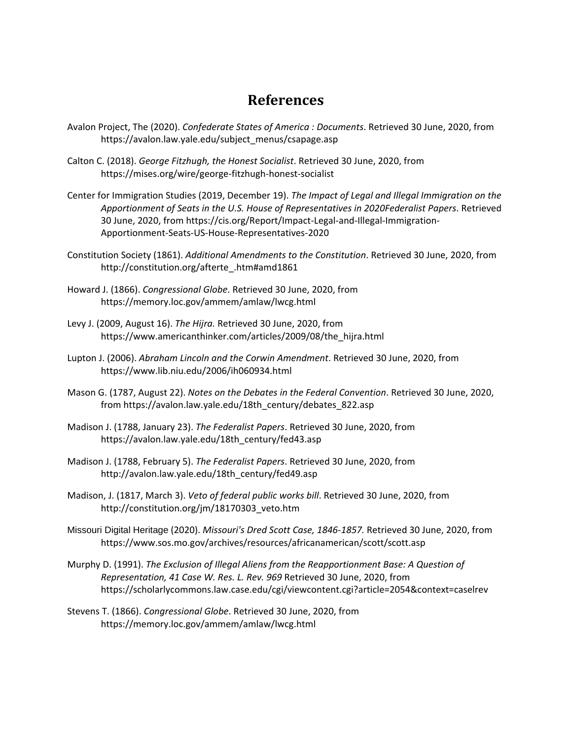# References

Avalon Project, The (2020). *Confederate States of America : Documents*. Retrieved 30 June, 2020, from https://avalon.law.yale.edu/subject_menus/csapage.asp

Calton C. (2018). *George Fitzhugh, the Honest Socialist*. Retrieved 30 June, 2020, from https://mises.org/wire/george-fitzhugh-honest-socialist

Center for Immigration Studies (2019, December 19). *The Impact of Legal and Illegal Immigration on the Apportionment of Seats in the U.S. House of Representatives in 2020Federalist Papers*. Retrieved 30 June, 2020, from https://cis.org/Report/Impact-Legal-and-Illegal-Immigration-Apportionment-Seats-US-House-Representatives-2020

Constitution Society (1861). *Additional Amendments to the Constitution*. Retrieved 30 June, 2020, from http://constitution.org/afterte_.htm#amd1861

Howard J. (1866). *Congressional Globe*. Retrieved 30 June, 2020, from https://memory.loc.gov/ammem/amlaw/lwcg.html

Levy J. (2009, August 16). *The Hijra.* Retrieved 30 June, 2020, from https://www.americanthinker.com/articles/2009/08/the_hijra.html

Lupton J. (2006). *Abraham Lincoln and the Corwin Amendment*. Retrieved 30 June, 2020, from https://www.lib.niu.edu/2006/ih060934.html

Mason G. (1787, August 22). *Notes on the Debates in the Federal Convention*. Retrieved 30 June, 2020, from https://avalon.law.yale.edu/18th_century/debates_822.asp

Madison J. (1788, January 23). *The Federalist Papers*. Retrieved 30 June, 2020, from https://avalon.law.yale.edu/18th_century/fed43.asp

Madison J. (1788, February 5). *The Federalist Papers*. Retrieved 30 June, 2020, from http://avalon.law.yale.edu/18th_century/fed49.asp

Madison, J. (1817, March 3). *Veto of federal public works bill*. Retrieved 30 June, 2020, from http://constitution.org/jm/18170303_veto.htm

Missouri Digital Heritage (2020). *Missouri's Dred Scott Case, 1846-1857.* Retrieved 30 June, 2020, from https://www.sos.mo.gov/archives/resources/africanamerican/scott/scott.asp

Murphy D. (1991). *The Exclusion of Illegal Aliens from the Reapportionment Base: A Question of Representation, 41 Case W. Res. L. Rev. 969* Retrieved 30 June, 2020, from https://scholarlycommons.law.case.edu/cgi/viewcontent.cgi?article=2054&context=caselrev

Stevens T. (1866). *Congressional Globe*. Retrieved 30 June, 2020, from https://memory.loc.gov/ammem/amlaw/lwcg.html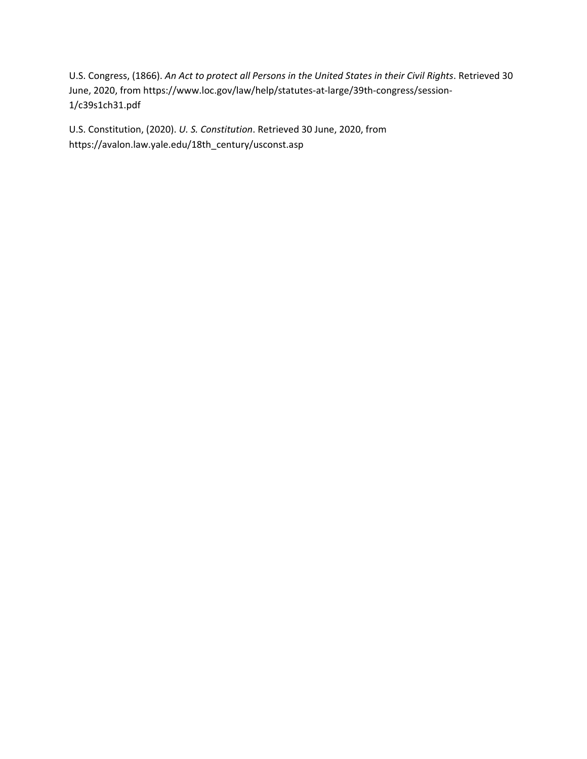U.S. Congress, (1866). *An Act to protect all Persons in the United States in their Civil Rights*. Retrieved 30 June, 2020, from https://www.loc.gov/law/help/statutes-at-large/39th-congress/session-1/c39s1ch31.pdf

U.S. Constitution, (2020). *U. S. Constitution*. Retrieved 30 June, 2020, from https://avalon.law.yale.edu/18th_century/usconst.asp